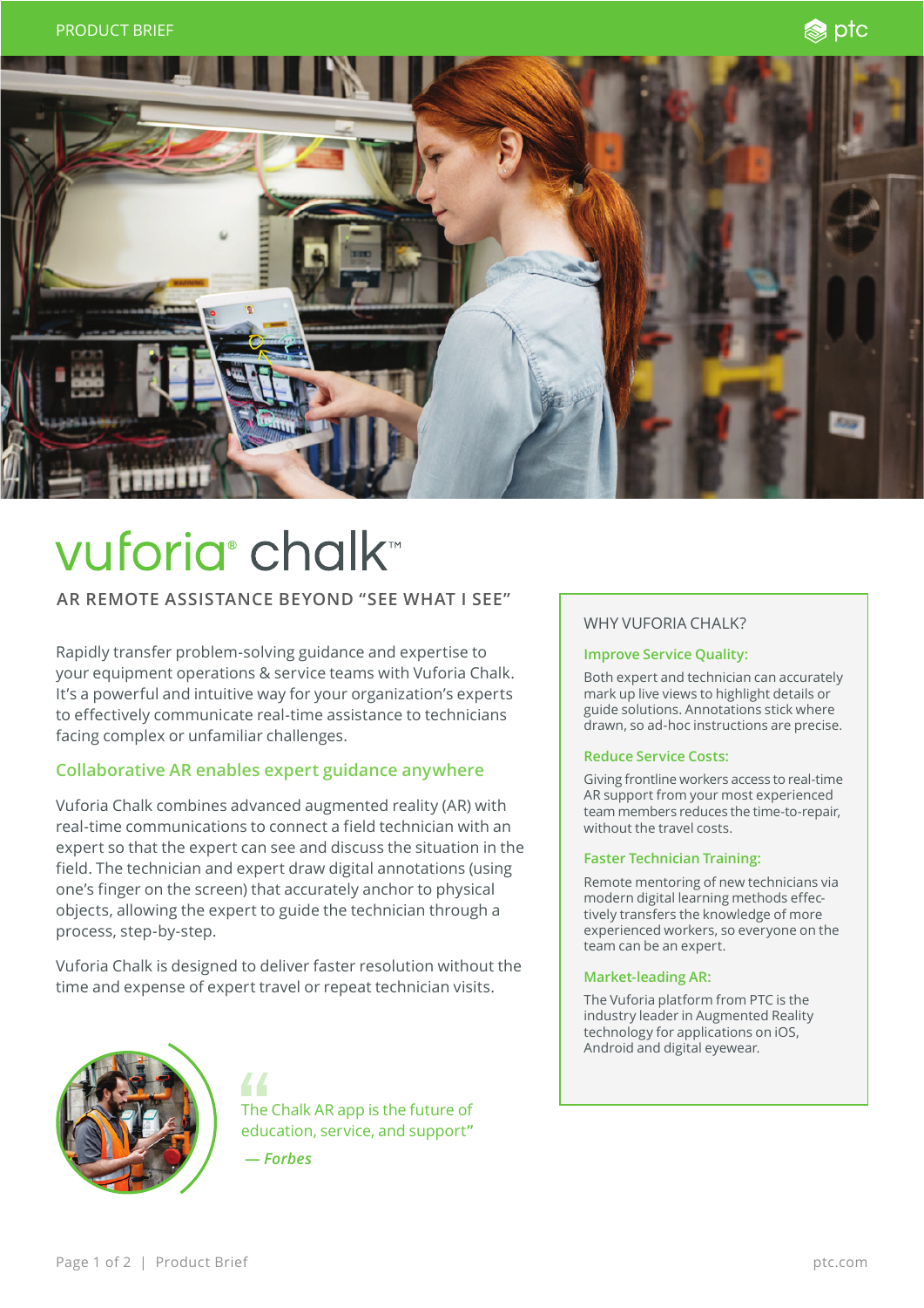# vuforia® chalk™

## AR REMOTE ASSISTANCE BEYOND "SEE WHAT I SEE"

Rapidly transfer problem-solving guidance and expertise to your equipment operations & service teams with Vuforia Chalk. It's a powerful and intuitive way for your organization's experts to effectively communicate real-time assistance to technicians facing complex or unfamiliar challenges.

### Collaborative AR enables expert guidance anywhere

Vuforia Chalk combines advanced augmented reality (AR) with real-time communications to connect a field technician with an expert so that the expert can see and discuss the situation in the field. The technician and expert draw digital annotations (using one's finger on the screen) that accurately anchor to physical objects, allowing the expert to guide the technician through a process, step-by-step.

Vuforia Chalk is designed to deliver faster resolution without the time and expense of expert travel or repeat technician visits.

> "The Chalk AR app is the future of education, service, and support"
>
> *— Forbes*

### WHY VUFORIA CHALK?

**Improve Service Quality:**

Both expert and technician can accurately mark up live views to highlight details or guide solutions. Annotations stick where drawn, so ad-hoc instructions are precise.

**Reduce Service Costs:**

Giving frontline workers access to real-time AR support from your most experienced team members reduces the time-to-repair, without the travel costs.

**Faster Technician Training:**

Remote mentoring of new technicians via modern digital learning methods effectively transfers the knowledge of more experienced workers, so everyone on the team can be an expert.

**Market-leading AR:**

The Vuforia platform from PTC is the industry leader in Augmented Reality technology for applications on iOS, Android and digital eyewear.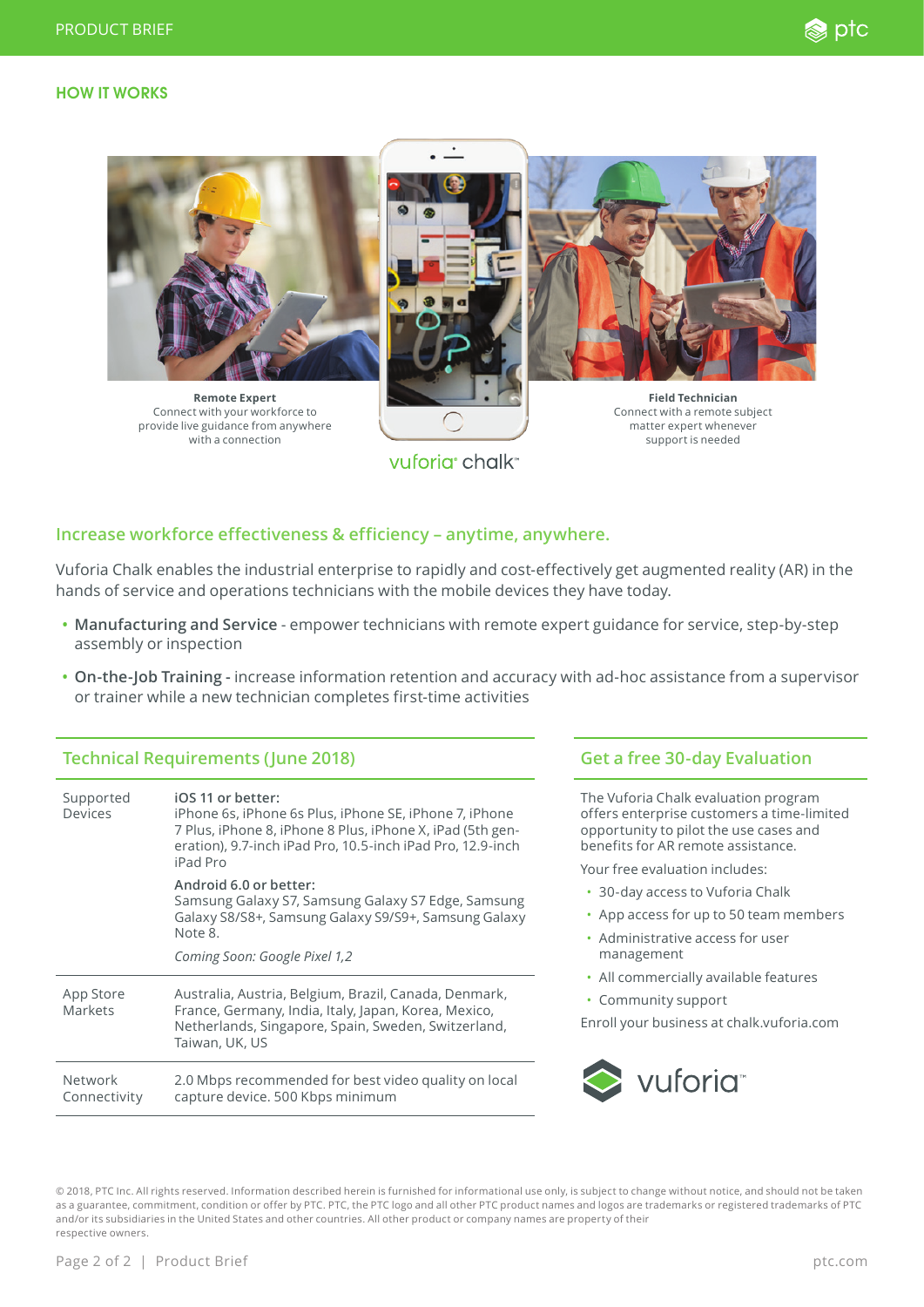## HOW IT WORKS

**Remote Expert**
Connect with your workforce to provide live guidance from anywhere with a connection

vuforia® chalk™

**Field Technician**
Connect with a remote subject matter expert whenever support is needed

## Increase workforce effectiveness & efficiency – anytime, anywhere.

Vuforia Chalk enables the industrial enterprise to rapidly and cost-effectively get augmented reality (AR) in the hands of service and operations technicians with the mobile devices they have today.

- **Manufacturing and Service** - empower technicians with remote expert guidance for service, step-by-step assembly or inspection
- **On-the-Job Training -** increase information retention and accuracy with ad-hoc assistance from a supervisor or trainer while a new technician completes first-time activities

### Technical Requirements (June 2018)

| | |
|---|---|
| Supported Devices | **iOS 11 or better:** iPhone 6s, iPhone 6s Plus, iPhone SE, iPhone 7, iPhone 7 Plus, iPhone 8, iPhone 8 Plus, iPhone X, iPad (5th generation), 9.7-inch iPad Pro, 10.5-inch iPad Pro, 12.9-inch iPad Pro<br><br>**Android 6.0 or better:** Samsung Galaxy S7, Samsung Galaxy S7 Edge, Samsung Galaxy S8/S8+, Samsung Galaxy S9/S9+, Samsung Galaxy Note 8.<br><br>*Coming Soon: Google Pixel 1,2* |
| App Store Markets | Australia, Austria, Belgium, Brazil, Canada, Denmark, France, Germany, India, Italy, Japan, Korea, Mexico, Netherlands, Singapore, Spain, Sweden, Switzerland, Taiwan, UK, US |
| Network Connectivity | 2.0 Mbps recommended for best video quality on local capture device. 500 Kbps minimum |

### Get a free 30-day Evaluation

The Vuforia Chalk evaluation program offers enterprise customers a time-limited opportunity to pilot the use cases and benefits for AR remote assistance.

Your free evaluation includes:

- 30-day access to Vuforia Chalk
- App access for up to 50 team members
- Administrative access for user management
- All commercially available features
- Community support

Enroll your business at chalk.vuforia.com

vuforia™

© 2018, PTC Inc. All rights reserved. Information described herein is furnished for informational use only, is subject to change without notice, and should not be taken as a guarantee, commitment, condition or offer by PTC. PTC, the PTC logo and all other PTC product names and logos are trademarks or registered trademarks of PTC and/or its subsidiaries in the United States and other countries. All other product or company names are property of their respective owners.